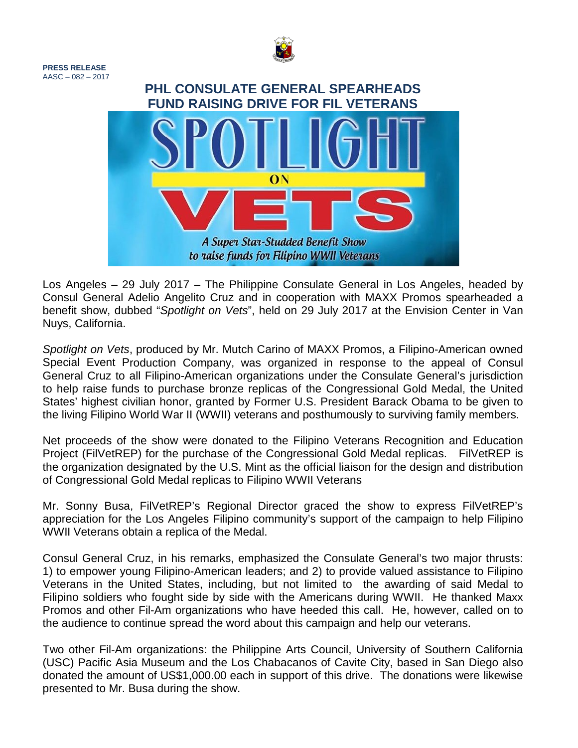**PRESS RELEASE**
AASC – 082 – 2017

# PHL CONSULATE GENERAL SPEARHEADS FUND RAISING DRIVE FOR FIL VETERANS

Los Angeles – 29 July 2017 – The Philippine Consulate General in Los Angeles, headed by Consul General Adelio Angelito Cruz and in cooperation with MAXX Promos spearheaded a benefit show, dubbed "*Spotlight on Vets*", held on 29 July 2017 at the Envision Center in Van Nuys, California.

*Spotlight on Vets*, produced by Mr. Mutch Carino of MAXX Promos, a Filipino-American owned Special Event Production Company, was organized in response to the appeal of Consul General Cruz to all Filipino-American organizations under the Consulate General's jurisdiction to help raise funds to purchase bronze replicas of the Congressional Gold Medal, the United States' highest civilian honor, granted by Former U.S. President Barack Obama to be given to the living Filipino World War II (WWII) veterans and posthumously to surviving family members.

Net proceeds of the show were donated to the Filipino Veterans Recognition and Education Project (FilVetREP) for the purchase of the Congressional Gold Medal replicas. FilVetREP is the organization designated by the U.S. Mint as the official liaison for the design and distribution of Congressional Gold Medal replicas to Filipino WWII Veterans

Mr. Sonny Busa, FilVetREP's Regional Director graced the show to express FilVetREP's appreciation for the Los Angeles Filipino community's support of the campaign to help Filipino WWII Veterans obtain a replica of the Medal.

Consul General Cruz, in his remarks, emphasized the Consulate General's two major thrusts: 1) to empower young Filipino-American leaders; and 2) to provide valued assistance to Filipino Veterans in the United States, including, but not limited to the awarding of said Medal to Filipino soldiers who fought side by side with the Americans during WWII. He thanked Maxx Promos and other Fil-Am organizations who have heeded this call. He, however, called on to the audience to continue spread the word about this campaign and help our veterans.

Two other Fil-Am organizations: the Philippine Arts Council, University of Southern California (USC) Pacific Asia Museum and the Los Chabacanos of Cavite City, based in San Diego also donated the amount of US$1,000.00 each in support of this drive. The donations were likewise presented to Mr. Busa during the show.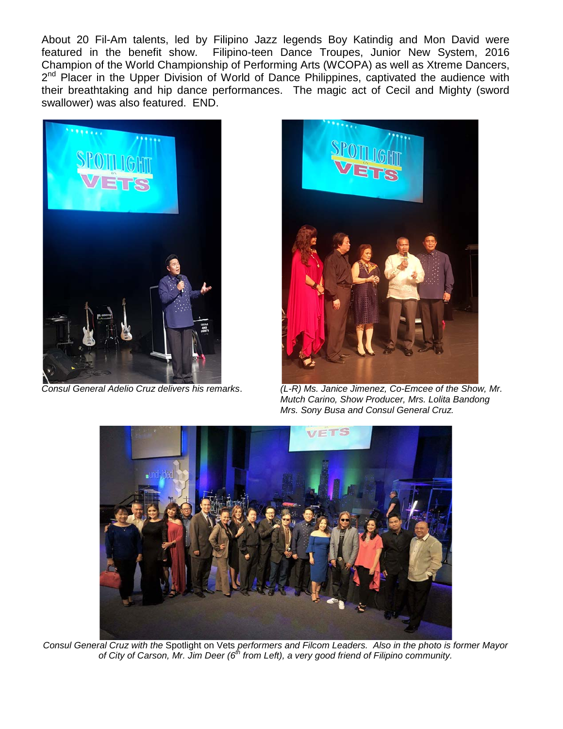About 20 Fil-Am talents, led by Filipino Jazz legends Boy Katindig and Mon David were featured in the benefit show. Filipino-teen Dance Troupes, Junior New System, 2016 Champion of the World Championship of Performing Arts (WCOPA) as well as Xtreme Dancers, 2nd Placer in the Upper Division of World of Dance Philippines, captivated the audience with their breathtaking and hip dance performances. The magic act of Cecil and Mighty (sword swallower) was also featured. END.

*Consul General Adelio Cruz delivers his remarks.*

*(L-R) Ms. Janice Jimenez, Co-Emcee of the Show, Mr. Mutch Carino, Show Producer, Mrs. Lolita Bandong Mrs. Sony Busa and Consul General Cruz.*

*Consul General Cruz with the* Spotlight on Vets *performers and Filcom Leaders. Also in the photo is former Mayor of City of Carson, Mr. Jim Deer (6th from Left), a very good friend of Filipino community.*